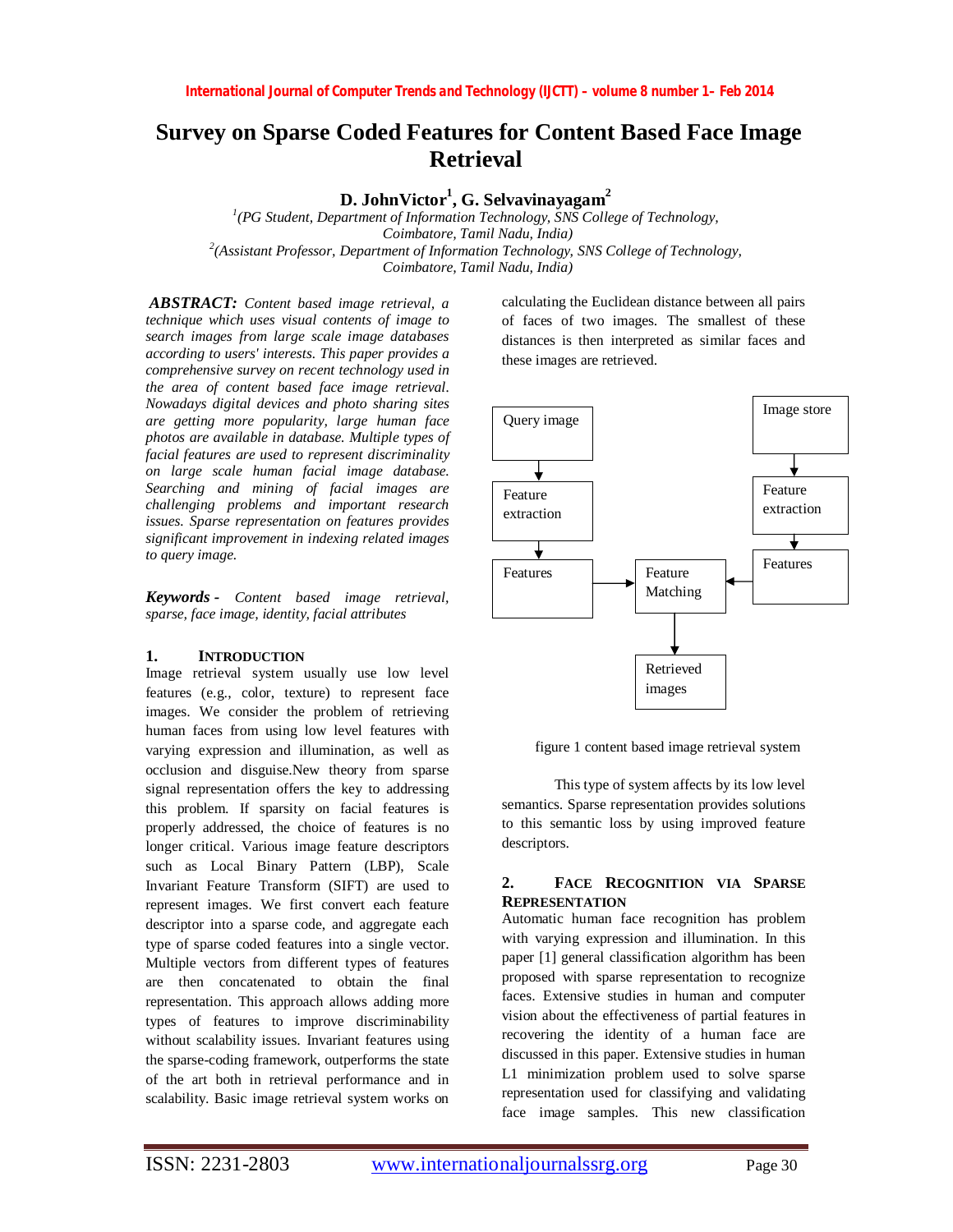# Survey on Sparse Coded Features for Content Based Face Image Retrieval

**D. JohnVictor[1], G. Selvavinayagam[2]**

*[1](PG Student, Department of Information Technology, SNS College of Technology, Coimbatore, Tamil Nadu, India)*
*[2](Assistant Professor, Department of Information Technology, SNS College of Technology, Coimbatore, Tamil Nadu, India)*

***ABSTRACT:*** *Content based image retrieval, a technique which uses visual contents of image to search images from large scale image databases according to users' interests. This paper provides a comprehensive survey on recent technology used in the area of content based face image retrieval. Nowadays digital devices and photo sharing sites are getting more popularity, large human face photos are available in database. Multiple types of facial features are used to represent discriminality on large scale human facial image database. Searching and mining of facial images are challenging problems and important research issues. Sparse representation on features provides significant improvement in indexing related images to query image.*

***Keywords -*** *Content based image retrieval, sparse, face image, identity, facial attributes*

## 1. Introduction

Image retrieval system usually use low level features (e.g., color, texture) to represent face images. We consider the problem of retrieving human faces from using low level features with varying expression and illumination, as well as occlusion and disguise.New theory from sparse signal representation offers the key to addressing this problem. If sparsity on facial features is properly addressed, the choice of features is no longer critical. Various image feature descriptors such as Local Binary Pattern (LBP), Scale Invariant Feature Transform (SIFT) are used to represent images. We first convert each feature descriptor into a sparse code, and aggregate each type of sparse coded features into a single vector. Multiple vectors from different types of features are then concatenated to obtain the final representation. This approach allows adding more types of features to improve discriminability without scalability issues. Invariant features using the sparse-coding framework, outperforms the state of the art both in retrieval performance and in scalability. Basic image retrieval system works on calculating the Euclidean distance between all pairs of faces of two images. The smallest of these distances is then interpreted as similar faces and these images are retrieved.

Query image → Feature extraction → Features → Feature Matching

Image store → Feature extraction → Features → Feature Matching

Feature Matching → Retrieved images

figure 1 content based image retrieval system

This type of system affects by its low level semantics. Sparse representation provides solutions to this semantic loss by using improved feature descriptors.

## 2. Face Recognition via Sparse Representation

Automatic human face recognition has problem with varying expression and illumination. In this paper [1] general classification algorithm has been proposed with sparse representation to recognize faces. Extensive studies in human and computer vision about the effectiveness of partial features in recovering the identity of a human face are discussed in this paper. Extensive studies in human L1 minimization problem used to solve sparse representation used for classifying and validating face image samples. This new classification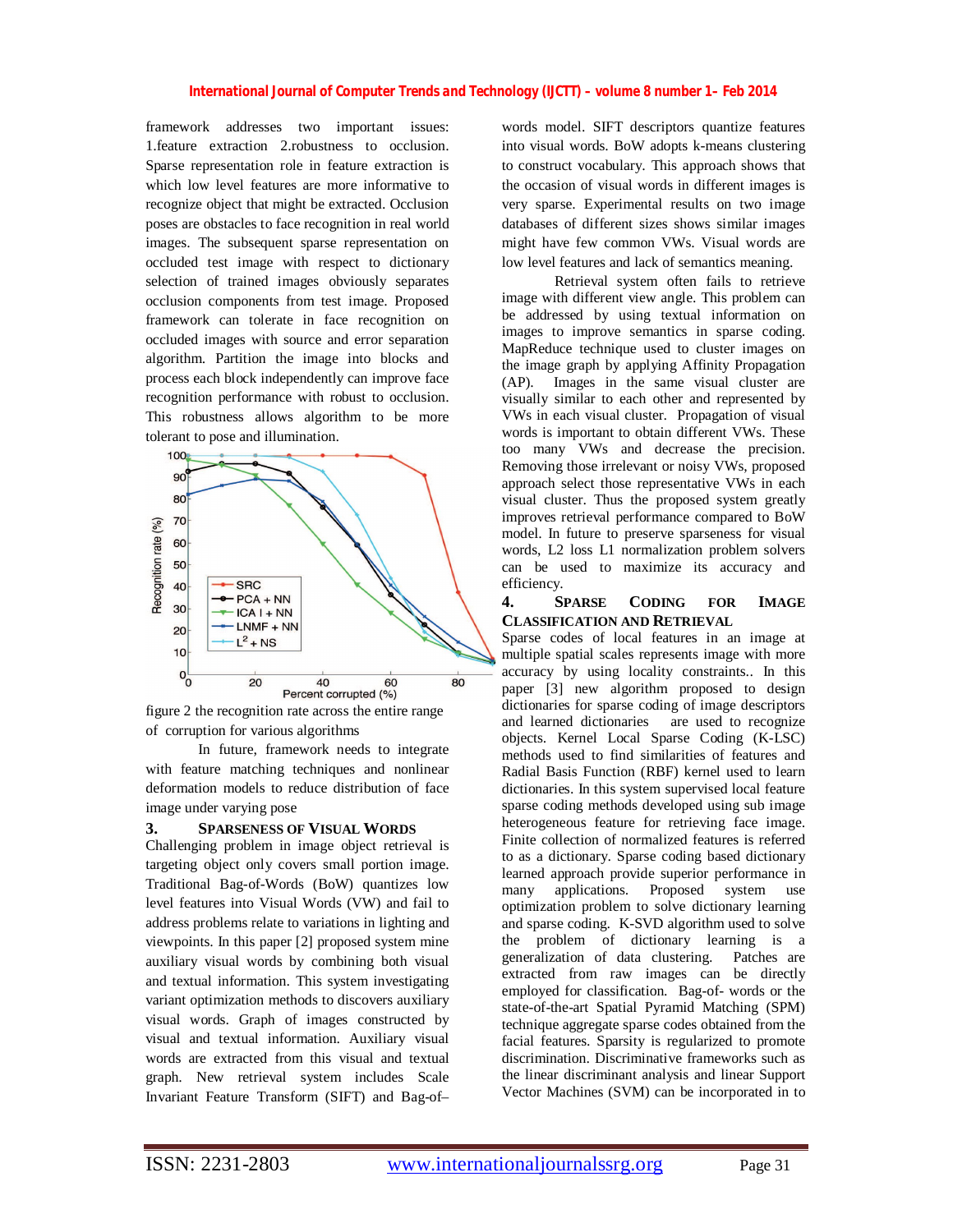framework addresses two important issues: 1.feature extraction 2.robustness to occlusion. Sparse representation role in feature extraction is which low level features are more informative to recognize object that might be extracted. Occlusion poses are obstacles to face recognition in real world images. The subsequent sparse representation on occluded test image with respect to dictionary selection of trained images obviously separates occlusion components from test image. Proposed framework can tolerate in face recognition on occluded images with source and error separation algorithm. Partition the image into blocks and process each block independently can improve face recognition performance with robust to occlusion. This robustness allows algorithm to be more tolerant to pose and illumination.

figure 2 the recognition rate across the entire range of corruption for various algorithms

In future, framework needs to integrate with feature matching techniques and nonlinear deformation models to reduce distribution of face image under varying pose

## 3. SPARSENESS OF VISUAL WORDS

Challenging problem in image object retrieval is targeting object only covers small portion image. Traditional Bag-of-Words (BoW) quantizes low level features into Visual Words (VW) and fail to address problems relate to variations in lighting and viewpoints. In this paper [2] proposed system mine auxiliary visual words by combining both visual and textual information. This system investigating variant optimization methods to discovers auxiliary visual words. Graph of images constructed by visual and textual information. Auxiliary visual words are extracted from this visual and textual graph. New retrieval system includes Scale Invariant Feature Transform (SIFT) and Bag-of–words model. SIFT descriptors quantize features into visual words. BoW adopts k-means clustering to construct vocabulary. This approach shows that the occasion of visual words in different images is very sparse. Experimental results on two image databases of different sizes shows similar images might have few common VWs. Visual words are low level features and lack of semantics meaning.

Retrieval system often fails to retrieve image with different view angle. This problem can be addressed by using textual information on images to improve semantics in sparse coding. MapReduce technique used to cluster images on the image graph by applying Affinity Propagation (AP). Images in the same visual cluster are visually similar to each other and represented by VWs in each visual cluster. Propagation of visual words is important to obtain different VWs. These too many VWs and decrease the precision. Removing those irrelevant or noisy VWs, proposed approach select those representative VWs in each visual cluster. Thus the proposed system greatly improves retrieval performance compared to BoW model. In future to preserve sparseness for visual words, L2 loss L1 normalization problem solvers can be used to maximize its accuracy and efficiency.

## 4. SPARSE CODING FOR IMAGE CLASSIFICATION AND RETRIEVAL

Sparse codes of local features in an image at multiple spatial scales represents image with more accuracy by using locality constraints.. In this paper [3] new algorithm proposed to design dictionaries for sparse coding of image descriptors and learned dictionaries are used to recognize objects. Kernel Local Sparse Coding (K-LSC) methods used to find similarities of features and Radial Basis Function (RBF) kernel used to learn dictionaries. In this system supervised local feature sparse coding methods developed using sub image heterogeneous feature for retrieving face image. Finite collection of normalized features is referred to as a dictionary. Sparse coding based dictionary learned approach provide superior performance in many applications. Proposed system use optimization problem to solve dictionary learning and sparse coding. K-SVD algorithm used to solve the problem of dictionary learning is a generalization of data clustering. Patches are extracted from raw images can be directly employed for classification. Bag-of- words or the state-of-the-art Spatial Pyramid Matching (SPM) technique aggregate sparse codes obtained from the facial features. Sparsity is regularized to promote discrimination. Discriminative frameworks such as the linear discriminant analysis and linear Support Vector Machines (SVM) can be incorporated in to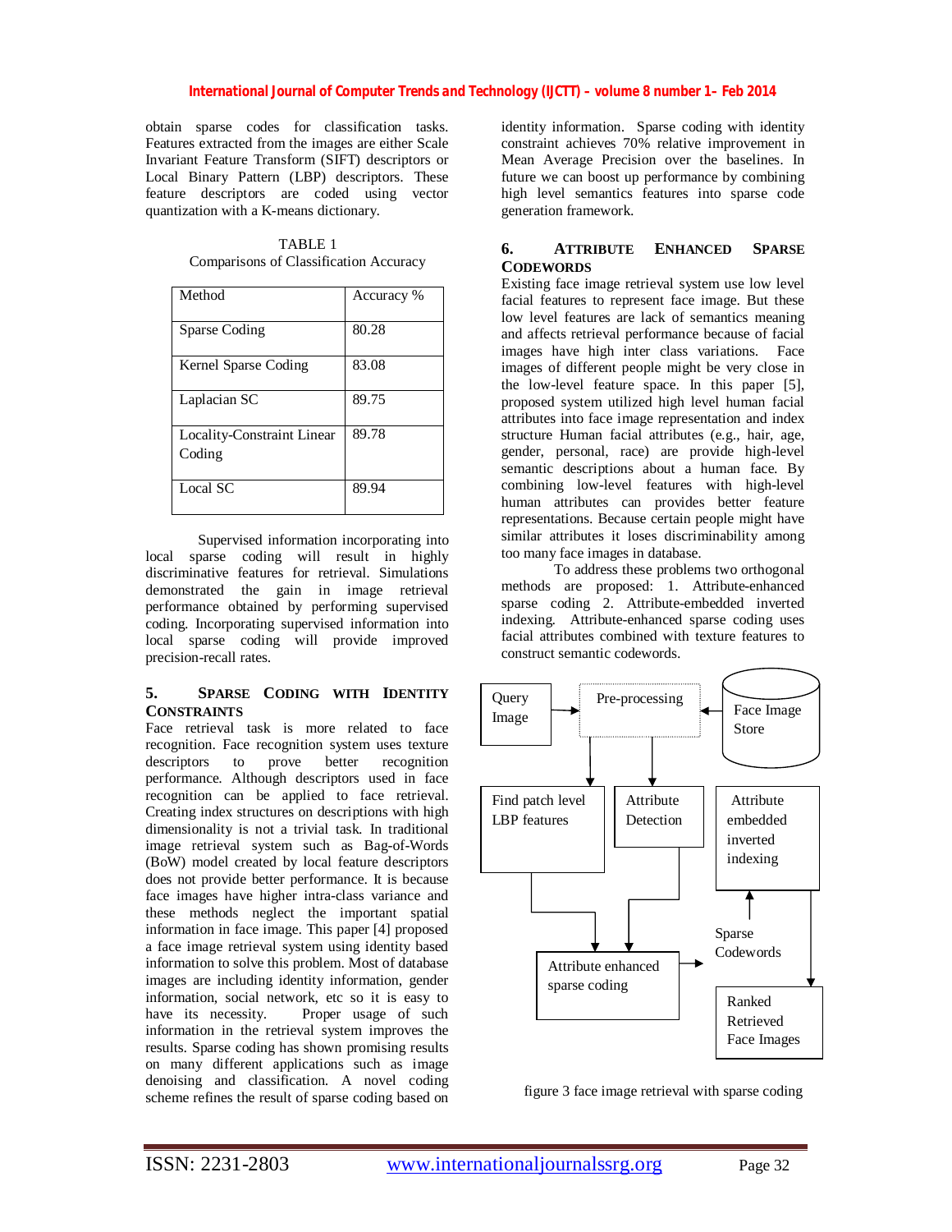obtain sparse codes for classification tasks. Features extracted from the images are either Scale Invariant Feature Transform (SIFT) descriptors or Local Binary Pattern (LBP) descriptors. These feature descriptors are coded using vector quantization with a K-means dictionary.

TABLE 1
Comparisons of Classification Accuracy

| Method | Accuracy % |
|---|---|
| Sparse Coding | 80.28 |
| Kernel Sparse Coding | 83.08 |
| Laplacian SC | 89.75 |
| Locality-Constraint Linear Coding | 89.78 |
| Local SC | 89.94 |

Supervised information incorporating into local sparse coding will result in highly discriminative features for retrieval. Simulations demonstrated the gain in image retrieval performance obtained by performing supervised coding. Incorporating supervised information into local sparse coding will provide improved precision-recall rates.

## 5. Sparse Coding with Identity Constraints

Face retrieval task is more related to face recognition. Face recognition system uses texture descriptors to prove better recognition performance. Although descriptors used in face recognition can be applied to face retrieval. Creating index structures on descriptions with high dimensionality is not a trivial task. In traditional image retrieval system such as Bag-of-Words (BoW) model created by local feature descriptors does not provide better performance. It is because face images have higher intra-class variance and these methods neglect the important spatial information in face image. This paper [4] proposed a face image retrieval system using identity based information to solve this problem. Most of database images are including identity information, gender information, social network, etc so it is easy to have its necessity. Proper usage of such information in the retrieval system improves the results. Sparse coding has shown promising results on many different applications such as image denoising and classification. A novel coding scheme refines the result of sparse coding based on identity information. Sparse coding with identity constraint achieves 70% relative improvement in Mean Average Precision over the baselines. In future we can boost up performance by combining high level semantics features into sparse code generation framework.

## 6. Attribute Enhanced Sparse Codewords

Existing face image retrieval system use low level facial features to represent face image. But these low level features are lack of semantics meaning and affects retrieval performance because of facial images have high inter class variations. Face images of different people might be very close in the low-level feature space. In this paper [5], proposed system utilized high level human facial attributes into face image representation and index structure Human facial attributes (e.g., hair, age, gender, personal, race) are provide high-level semantic descriptions about a human face. By combining low-level features with high-level human attributes can provides better feature representations. Because certain people might have similar attributes it loses discriminability among too many face images in database.

To address these problems two orthogonal methods are proposed: 1. Attribute-enhanced sparse coding 2. Attribute-embedded inverted indexing. Attribute-enhanced sparse coding uses facial attributes combined with texture features to construct semantic codewords.

Query Image → Pre-processing ← Face Image Store

Pre-processing → Find patch level LBP features; Pre-processing → Attribute Detection

Find patch level LBP features, Attribute Detection → Attribute enhanced sparse coding → Sparse Codewords → Attribute embedded inverted indexing → Ranked Retrieved Face Images

figure 3 face image retrieval with sparse coding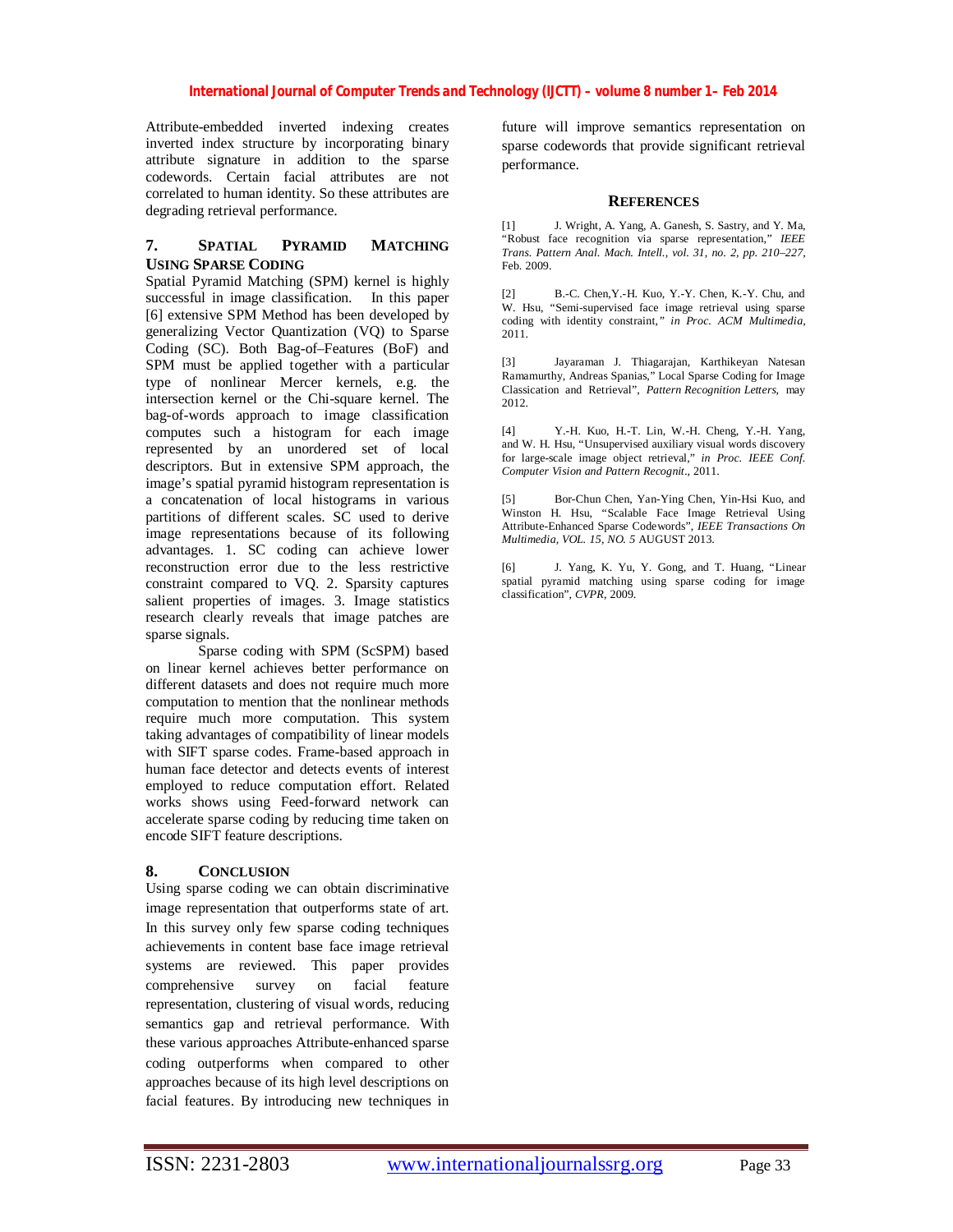Attribute-embedded inverted indexing creates inverted index structure by incorporating binary attribute signature in addition to the sparse codewords. Certain facial attributes are not correlated to human identity. So these attributes are degrading retrieval performance.

## 7. SPATIAL PYRAMID MATCHING USING SPARSE CODING

Spatial Pyramid Matching (SPM) kernel is highly successful in image classification. In this paper [6] extensive SPM Method has been developed by generalizing Vector Quantization (VQ) to Sparse Coding (SC). Both Bag-of–Features (BoF) and SPM must be applied together with a particular type of nonlinear Mercer kernels, e.g. the intersection kernel or the Chi-square kernel. The bag-of-words approach to image classification computes such a histogram for each image represented by an unordered set of local descriptors. But in extensive SPM approach, the image's spatial pyramid histogram representation is a concatenation of local histograms in various partitions of different scales. SC used to derive image representations because of its following advantages. 1. SC coding can achieve lower reconstruction error due to the less restrictive constraint compared to VQ. 2. Sparsity captures salient properties of images. 3. Image statistics research clearly reveals that image patches are sparse signals.

Sparse coding with SPM (ScSPM) based on linear kernel achieves better performance on different datasets and does not require much more computation to mention that the nonlinear methods require much more computation. This system taking advantages of compatibility of linear models with SIFT sparse codes. Frame-based approach in human face detector and detects events of interest employed to reduce computation effort. Related works shows using Feed-forward network can accelerate sparse coding by reducing time taken on encode SIFT feature descriptions.

## 8. CONCLUSION

Using sparse coding we can obtain discriminative image representation that outperforms state of art. In this survey only few sparse coding techniques achievements in content base face image retrieval systems are reviewed. This paper provides comprehensive survey on facial feature representation, clustering of visual words, reducing semantics gap and retrieval performance. With these various approaches Attribute-enhanced sparse coding outperforms when compared to other approaches because of its high level descriptions on facial features. By introducing new techniques in future will improve semantics representation on sparse codewords that provide significant retrieval performance.

## REFERENCES

[1] J. Wright, A. Yang, A. Ganesh, S. Sastry, and Y. Ma, "Robust face recognition via sparse representation," *IEEE Trans. Pattern Anal. Mach. Intell., vol. 31, no. 2, pp. 210–227,* Feb. 2009.

[2] B.-C. Chen,Y.-H. Kuo, Y.-Y. Chen, K.-Y. Chu, and W. Hsu, "Semi-supervised face image retrieval using sparse coding with identity constraint," *in Proc. ACM Multimedia*, 2011.

[3] Jayaraman J. Thiagarajan, Karthikeyan Natesan Ramamurthy, Andreas Spanias," Local Sparse Coding for Image Classication and Retrieval", *Pattern Recognition Letters*, may 2012.

[4] Y.-H. Kuo, H.-T. Lin, W.-H. Cheng, Y.-H. Yang, and W. H. Hsu, "Unsupervised auxiliary visual words discovery for large-scale image object retrieval," *in Proc. IEEE Conf. Computer Vision and Pattern Recognit*., 2011.

[5] Bor-Chun Chen, Yan-Ying Chen, Yin-Hsi Kuo, and Winston H. Hsu, "Scalable Face Image Retrieval Using Attribute-Enhanced Sparse Codewords", *IEEE Transactions On Multimedia, VOL. 15, NO. 5* AUGUST 2013.

[6] J. Yang, K. Yu, Y. Gong, and T. Huang, "Linear spatial pyramid matching using sparse coding for image classification", *CVPR*, 2009.